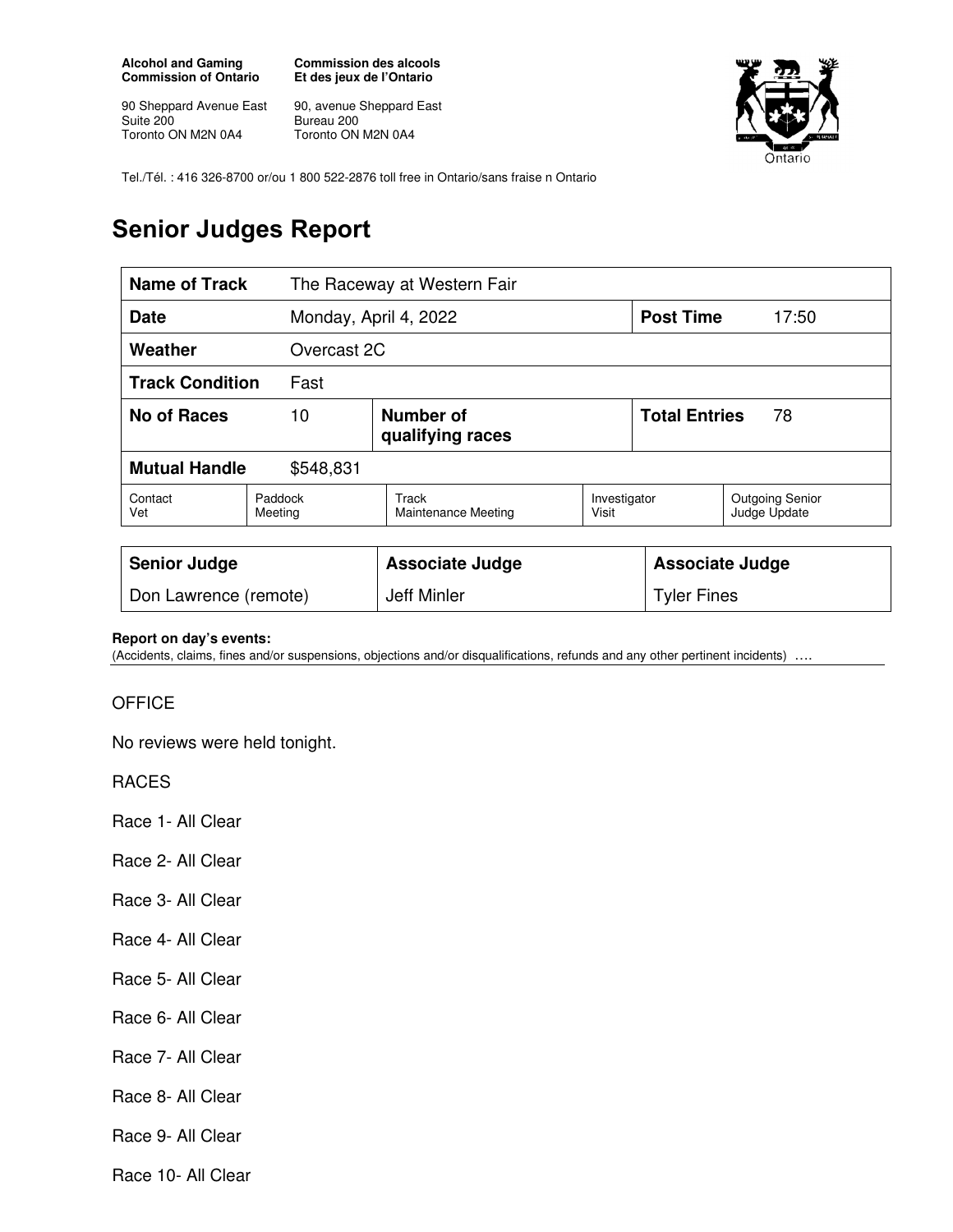**Alcohol and Gaming Commission of Ontario**

90 Sheppard Avenue East
Suite 200
Toronto ON M2N 0A4

**Commission des alcools Et des jeux de l'Ontario**

90, avenue Sheppard East
Bureau 200
Toronto ON M2N 0A4

Tel./Tél. : 416 326-8700 or/ou 1 800 522-2876 toll free in Ontario/sans fraise n Ontario

# Senior Judges Report

| **Name of Track** | The Raceway at Western Fair | | | |
|---|---|---|---|---|
| **Date** | Monday, April 4, 2022 | | **Post Time** | 17:50 |
| **Weather** | Overcast 2C | | | |
| **Track Condition** | Fast | | | |
| **No of Races** | 10 | **Number of qualifying races** | **Total Entries** | 78 |
| **Mutual Handle** | $548,831 | | | |

| Contact Vet | Paddock Meeting | Track Maintenance Meeting | Investigator Visit | Outgoing Senior Judge Update |
|---|---|---|---|---|

| **Senior Judge** | **Associate Judge** | **Associate Judge** |
|---|---|---|
| Don Lawrence (remote) | Jeff Minler | Tyler Fines |

**Report on day's events:**
(Accidents, claims, fines and/or suspensions, objections and/or disqualifications, refunds and any other pertinent incidents) ….

OFFICE

No reviews were held tonight.

RACES

Race 1- All Clear

Race 2- All Clear

Race 3- All Clear

Race 4- All Clear

Race 5- All Clear

Race 6- All Clear

Race 7- All Clear

Race 8- All Clear

Race 9- All Clear

Race 10- All Clear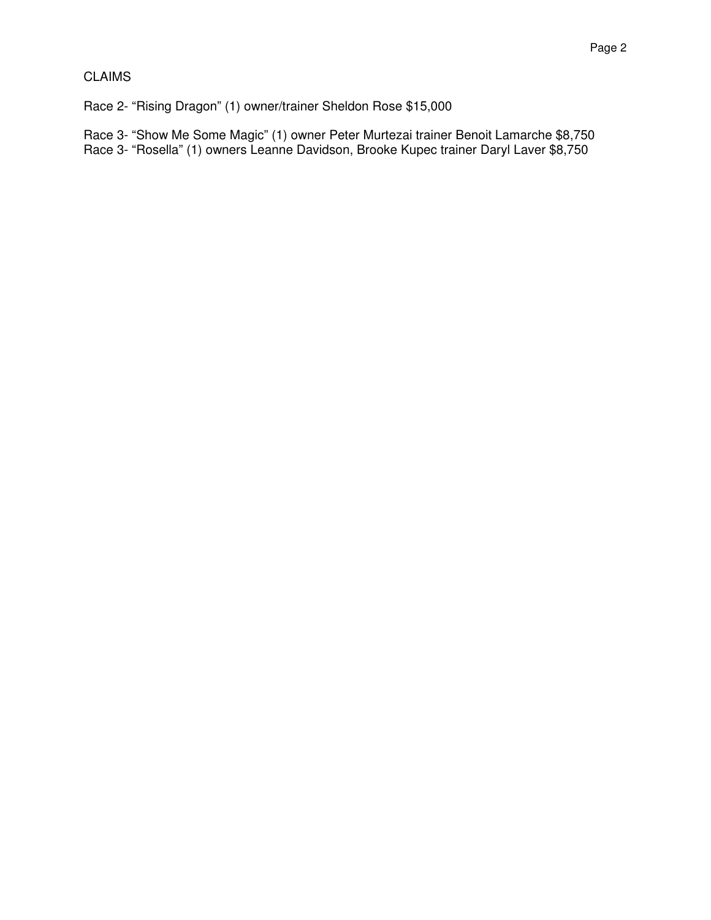CLAIMS

Race 2- “Rising Dragon” (1) owner/trainer Sheldon Rose $15,000

Race 3- “Show Me Some Magic” (1) owner Peter Murtezai trainer Benoit Lamarche $8,750
Race 3- “Rosella” (1) owners Leanne Davidson, Brooke Kupec trainer Daryl Laver $8,750